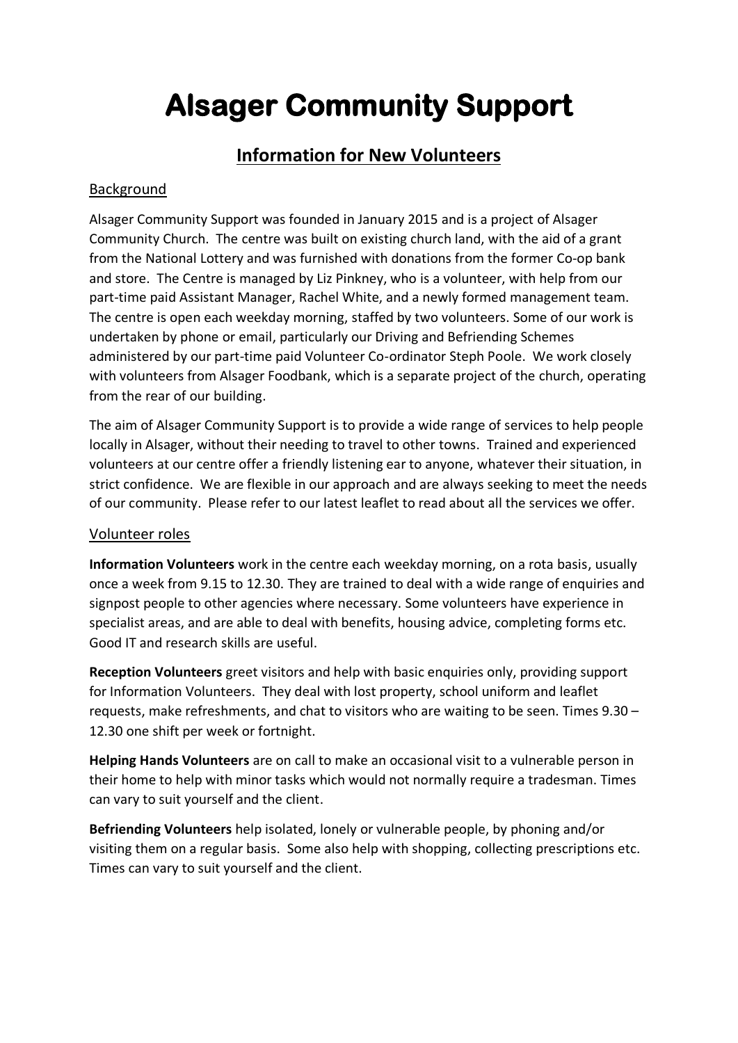# Alsager Community Support

## Information for New Volunteers

### Background

Alsager Community Support was founded in January 2015 and is a project of Alsager Community Church. The centre was built on existing church land, with the aid of a grant from the National Lottery and was furnished with donations from the former Co-op bank and store. The Centre is managed by Liz Pinkney, who is a volunteer, with help from our part-time paid Assistant Manager, Rachel White, and a newly formed management team. The centre is open each weekday morning, staffed by two volunteers. Some of our work is undertaken by phone or email, particularly our Driving and Befriending Schemes administered by our part-time paid Volunteer Co-ordinator Steph Poole. We work closely with volunteers from Alsager Foodbank, which is a separate project of the church, operating from the rear of our building.

The aim of Alsager Community Support is to provide a wide range of services to help people locally in Alsager, without their needing to travel to other towns. Trained and experienced volunteers at our centre offer a friendly listening ear to anyone, whatever their situation, in strict confidence. We are flexible in our approach and are always seeking to meet the needs of our community. Please refer to our latest leaflet to read about all the services we offer.

### Volunteer roles

**Information Volunteers** work in the centre each weekday morning, on a rota basis, usually once a week from 9.15 to 12.30. They are trained to deal with a wide range of enquiries and signpost people to other agencies where necessary. Some volunteers have experience in specialist areas, and are able to deal with benefits, housing advice, completing forms etc. Good IT and research skills are useful.

**Reception Volunteers** greet visitors and help with basic enquiries only, providing support for Information Volunteers. They deal with lost property, school uniform and leaflet requests, make refreshments, and chat to visitors who are waiting to be seen. Times 9.30 – 12.30 one shift per week or fortnight.

**Helping Hands Volunteers** are on call to make an occasional visit to a vulnerable person in their home to help with minor tasks which would not normally require a tradesman. Times can vary to suit yourself and the client.

**Befriending Volunteers** help isolated, lonely or vulnerable people, by phoning and/or visiting them on a regular basis. Some also help with shopping, collecting prescriptions etc. Times can vary to suit yourself and the client.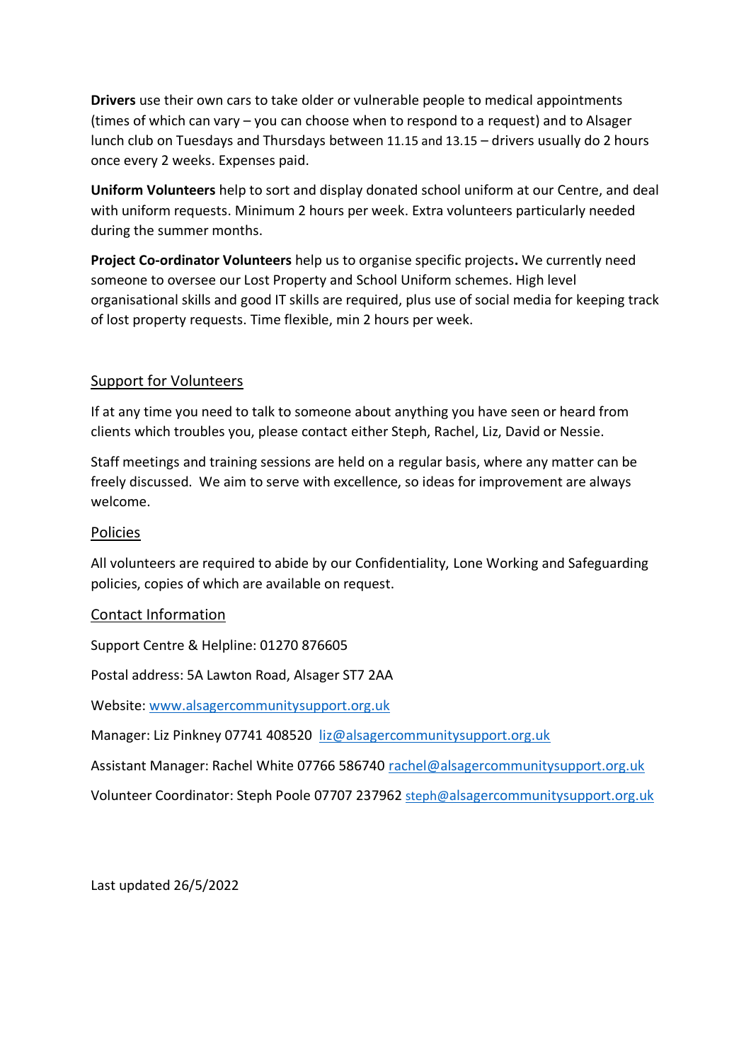**Drivers** use their own cars to take older or vulnerable people to medical appointments (times of which can vary – you can choose when to respond to a request) and to Alsager lunch club on Tuesdays and Thursdays between 11.15 and 13.15 – drivers usually do 2 hours once every 2 weeks. Expenses paid.

**Uniform Volunteers** help to sort and display donated school uniform at our Centre, and deal with uniform requests. Minimum 2 hours per week. Extra volunteers particularly needed during the summer months.

**Project Co-ordinator Volunteers** help us to organise specific projects**.** We currently need someone to oversee our Lost Property and School Uniform schemes. High level organisational skills and good IT skills are required, plus use of social media for keeping track of lost property requests. Time flexible, min 2 hours per week.

## Support for Volunteers

If at any time you need to talk to someone about anything you have seen or heard from clients which troubles you, please contact either Steph, Rachel, Liz, David or Nessie.

Staff meetings and training sessions are held on a regular basis, where any matter can be freely discussed. We aim to serve with excellence, so ideas for improvement are always welcome.

## Policies

All volunteers are required to abide by our Confidentiality, Lone Working and Safeguarding policies, copies of which are available on request.

## Contact Information

Support Centre & Helpline: 01270 876605

Postal address: 5A Lawton Road, Alsager ST7 2AA

Website: www.alsagercommunitysupport.org.uk

Manager: Liz Pinkney 07741 408520 liz@alsagercommunitysupport.org.uk

Assistant Manager: Rachel White 07766 586740 rachel@alsagercommunitysupport.org.uk

Volunteer Coordinator: Steph Poole 07707 237962 steph@alsagercommunitysupport.org.uk

Last updated 26/5/2022